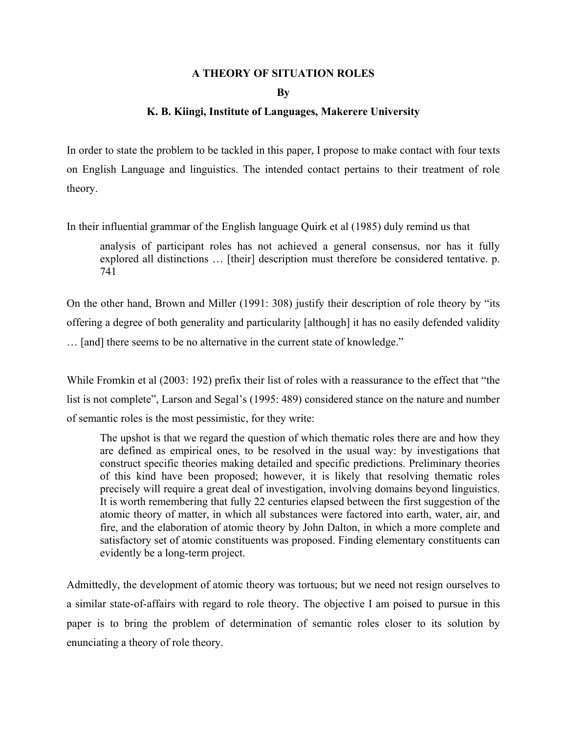# A THEORY OF SITUATION ROLES

**By**

**K. B. Kiingi, Institute of Languages, Makerere University**

In order to state the problem to be tackled in this paper, I propose to make contact with four texts on English Language and linguistics. The intended contact pertains to their treatment of role theory.

In their influential grammar of the English language Quirk et al (1985) duly remind us that

> analysis of participant roles has not achieved a general consensus, nor has it fully explored all distinctions … [their] description must therefore be considered tentative. p. 741

On the other hand, Brown and Miller (1991: 308) justify their description of role theory by "its offering a degree of both generality and particularity [although] it has no easily defended validity … [and] there seems to be no alternative in the current state of knowledge."

While Fromkin et al (2003: 192) prefix their list of roles with a reassurance to the effect that "the list is not complete", Larson and Segal's (1995: 489) considered stance on the nature and number of semantic roles is the most pessimistic, for they write:

> The upshot is that we regard the question of which thematic roles there are and how they are defined as empirical ones, to be resolved in the usual way: by investigations that construct specific theories making detailed and specific predictions. Preliminary theories of this kind have been proposed; however, it is likely that resolving thematic roles precisely will require a great deal of investigation, involving domains beyond linguistics. It is worth remembering that fully 22 centuries elapsed between the first suggestion of the atomic theory of matter, in which all substances were factored into earth, water, air, and fire, and the elaboration of atomic theory by John Dalton, in which a more complete and satisfactory set of atomic constituents was proposed. Finding elementary constituents can evidently be a long-term project.

Admittedly, the development of atomic theory was tortuous; but we need not resign ourselves to a similar state-of-affairs with regard to role theory. The objective I am poised to pursue in this paper is to bring the problem of determination of semantic roles closer to its solution by enunciating a theory of role theory.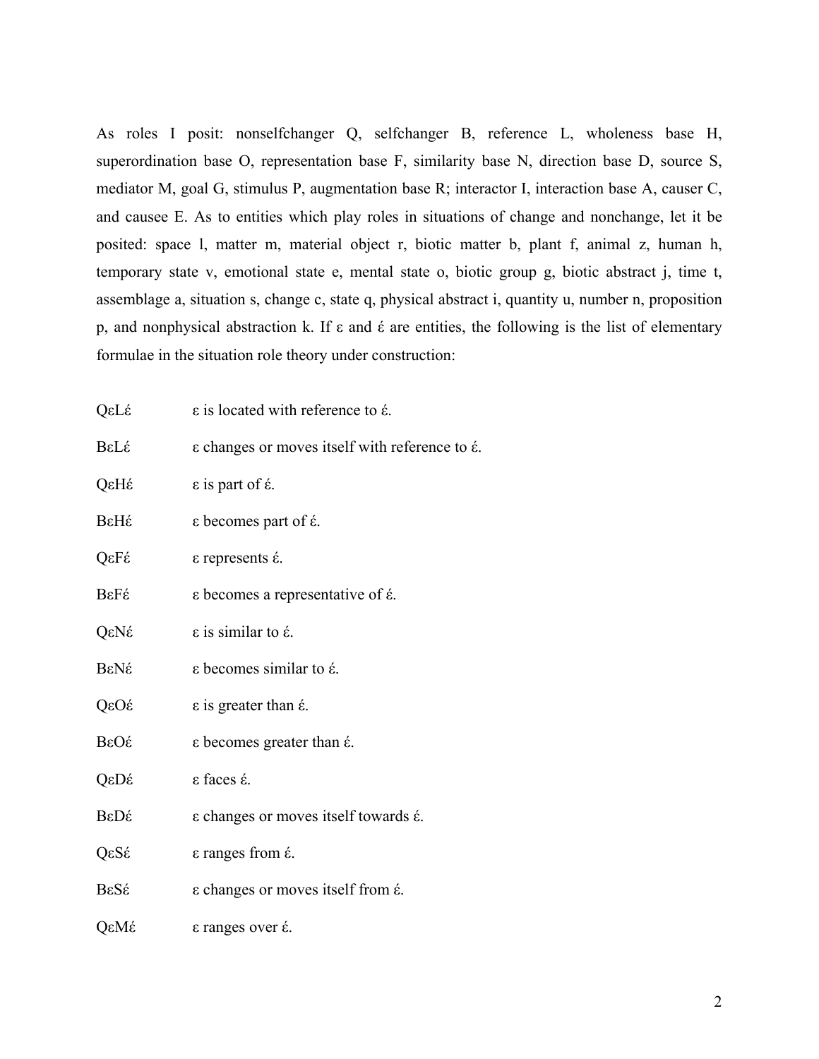As roles I posit: nonselfchanger Q, selfchanger B, reference L, wholeness base H, superordination base O, representation base F, similarity base N, direction base D, source S, mediator M, goal G, stimulus P, augmentation base R; interactor I, interaction base A, causer C, and causee E. As to entities which play roles in situations of change and nonchange, let it be posited: space l, matter m, material object r, biotic matter b, plant f, animal z, human h, temporary state v, emotional state e, mental state o, biotic group g, biotic abstract j, time t, assemblage a, situation s, change c, state q, physical abstract i, quantity u, number n, proposition p, and nonphysical abstraction k. If ε and έ are entities, the following is the list of elementary formulae in the situation role theory under construction:

| | |
|---|---|
| QεLέ | ε is located with reference to έ. |
| BεLέ | ε changes or moves itself with reference to έ. |
| QεHέ | ε is part of έ. |
| BεHέ | ε becomes part of έ. |
| QεFέ | ε represents έ. |
| BεFέ | ε becomes a representative of έ. |
| QεNέ | ε is similar to έ. |
| BεNέ | ε becomes similar to έ. |
| QεOέ | ε is greater than έ. |
| BεOέ | ε becomes greater than έ. |
| QεDέ | ε faces έ. |
| BεDέ | ε changes or moves itself towards έ. |
| QεSέ | ε ranges from έ. |
| BεSέ | ε changes or moves itself from έ. |
| QεMέ | ε ranges over έ. |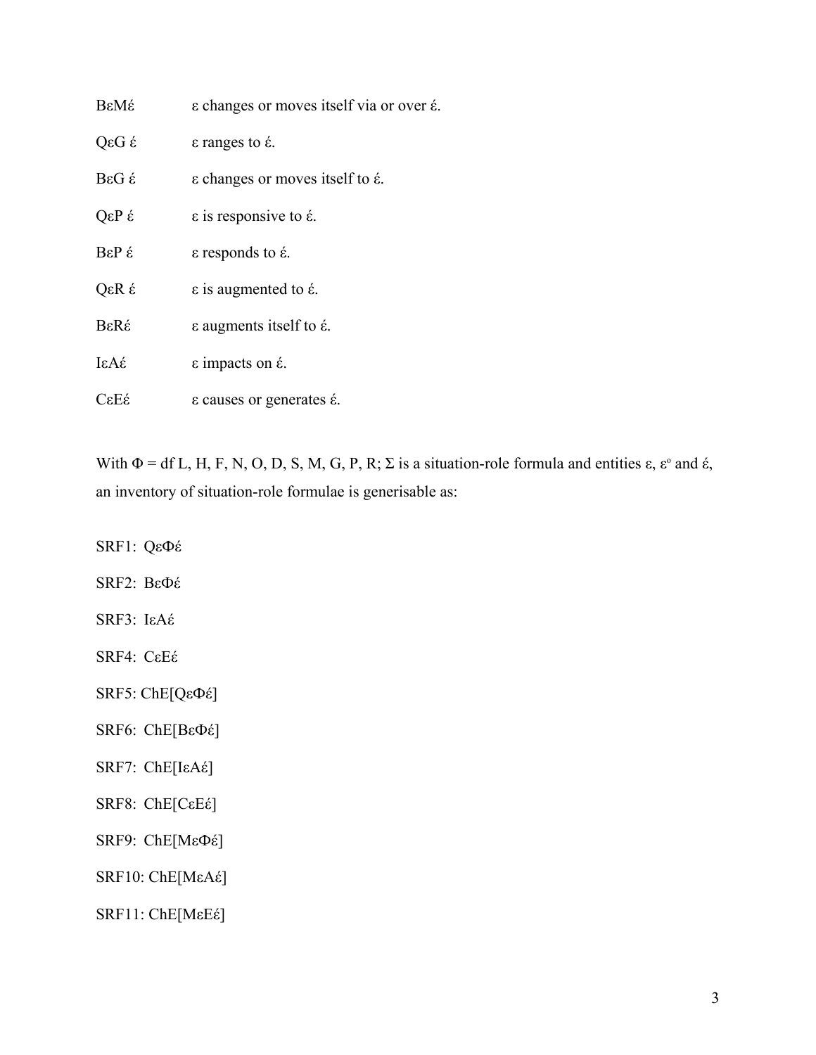BεMέ ε changes or moves itself via or over έ.

QεG έ ε ranges to έ.

BεG έ ε changes or moves itself to έ.

QεP έ ε is responsive to έ.

BεP έ ε responds to έ.

QεR έ ε is augmented to έ.

BεRέ ε augments itself to έ.

IεAέ ε impacts on έ.

CεEέ ε causes or generates έ.

With Φ = df L, H, F, N, O, D, S, M, G, P, R; Σ is a situation-role formula and entities ε, ε° and έ, an inventory of situation-role formulae is generisable as:

SRF1: QεΦέ

SRF2: BεΦέ

SRF3: IεAέ

SRF4: CεEέ

SRF5: ChE[QεΦέ]

SRF6: ChE[BεΦέ]

SRF7: ChE[IεAέ]

SRF8: ChE[CεEέ]

SRF9: ChE[MεΦέ]

SRF10: ChE[MεAέ]

SRF11: ChE[MεEέ]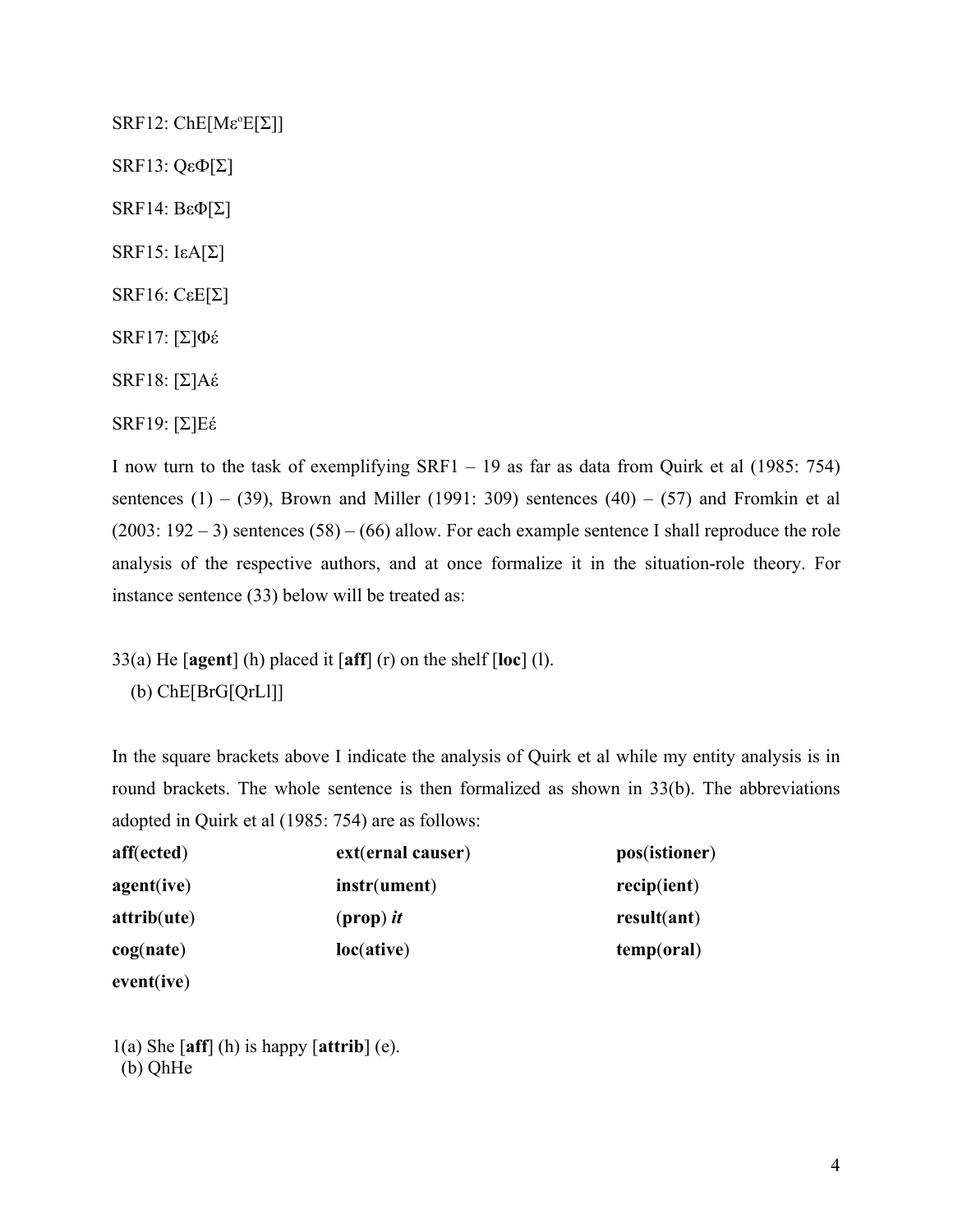SRF12: ChE[Mεº E[Σ]]

SRF13: QεΦ[Σ]

SRF14: BεΦ[Σ]

SRF15: IεA[Σ]

SRF16: CεE[Σ]

SRF17: [Σ]Φέ

SRF18: [Σ]Aέ

SRF19: [Σ]Eέ

I now turn to the task of exemplifying SRF1 – 19 as far as data from Quirk et al (1985: 754) sentences (1) – (39), Brown and Miller (1991: 309) sentences (40) – (57) and Fromkin et al (2003: 192 – 3) sentences (58) – (66) allow. For each example sentence I shall reproduce the role analysis of the respective authors, and at once formalize it in the situation-role theory. For instance sentence (33) below will be treated as:

33(a) He [**agent**] (h) placed it [**aff**] (r) on the shelf [**loc**] (l).

(b) ChE[BrG[QrLl]]

In the square brackets above I indicate the analysis of Quirk et al while my entity analysis is in round brackets. The whole sentence is then formalized as shown in 33(b). The abbreviations adopted in Quirk et al (1985: 754) are as follows:

| | | |
|---|---|---|
| **aff**(**ected**) | **ext**(**ernal causer**) | **pos**(**istioner**) |
| **agent**(**ive**) | **instr**(**ument**) | **recip**(**ient**) |
| **attrib**(**ute**) | (**prop**) ***it*** | **result**(**ant**) |
| **cog**(**nate**) | **loc**(**ative**) | **temp**(**oral**) |
| **event**(**ive**) | | |

1(a) She [**aff**] (h) is happy [**attrib**] (e).

(b) QhHe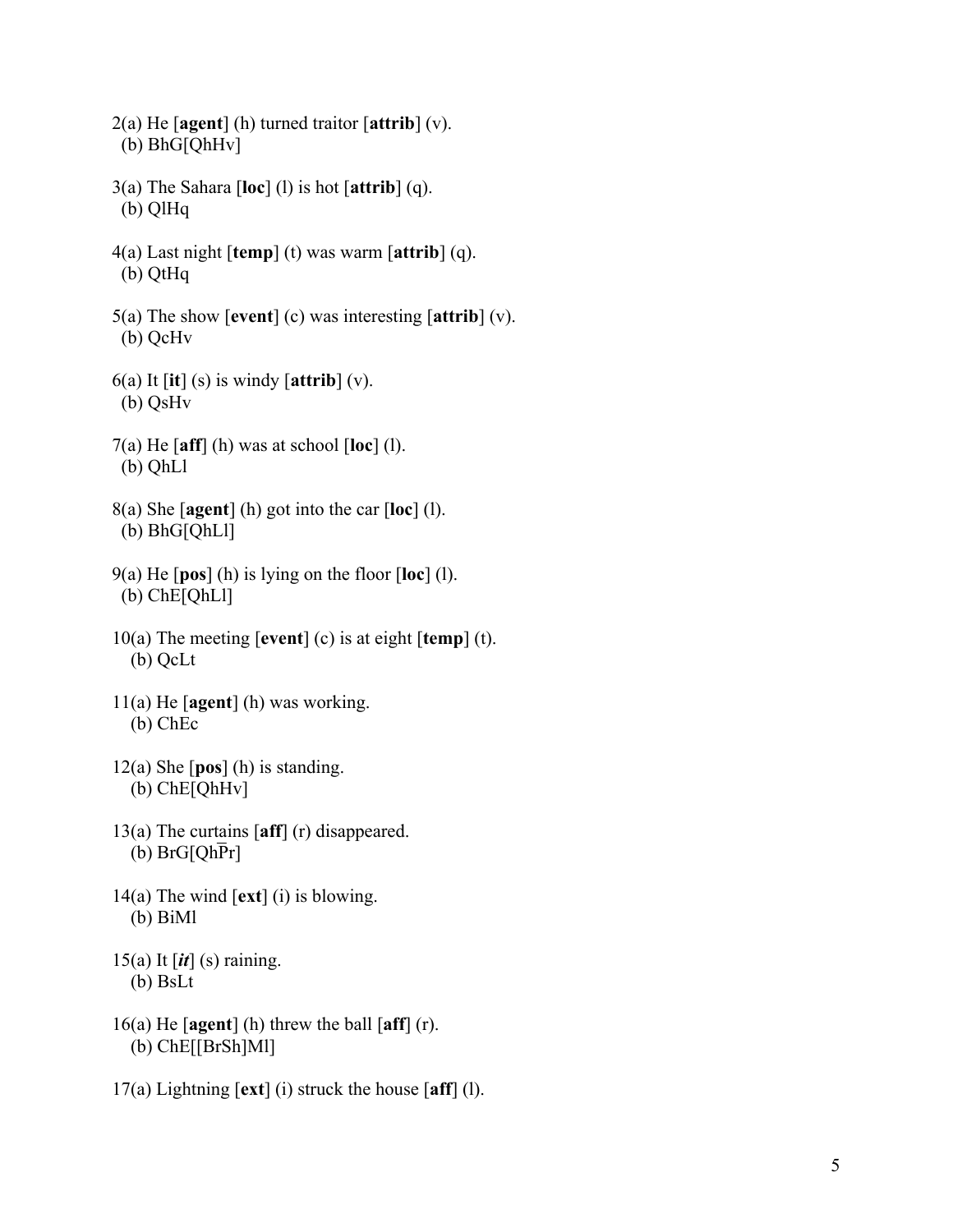2(a) He [**agent**] (h) turned traitor [**attrib**] (v).
(b) BhG[QhHv]

3(a) The Sahara [**loc**] (l) is hot [**attrib**] (q).
(b) QlHq

4(a) Last night [**temp**] (t) was warm [**attrib**] (q).
(b) QtHq

5(a) The show [**event**] (c) was interesting [**attrib**] (v).
(b) QcHv

6(a) It [**it**] (s) is windy [**attrib**] (v).
(b) QsHv

7(a) He [**aff**] (h) was at school [**loc**] (l).
(b) QhLl

8(a) She [**agent**] (h) got into the car [**loc**] (l).
(b) BhG[QhLl]

9(a) He [**pos**] (h) is lying on the floor [**loc**] (l).
(b) ChE[QhLl]

10(a) The meeting [**event**] (c) is at eight [**temp**] (t).
(b) QcLt

11(a) He [**agent**] (h) was working.
(b) ChEc

12(a) She [**pos**] (h) is standing.
(b) ChE[QhHv]

13(a) The curtains [**aff**] (r) disappeared.
(b) BrG[Qh$\overline{\text{P}}$r]

14(a) The wind [**ext**] (i) is blowing.
(b) BiMl

15(a) It [***it***] (s) raining.
(b) BsLt

16(a) He [**agent**] (h) threw the ball [**aff**] (r).
(b) ChE[[BrSh]Ml]

17(a) Lightning [**ext**] (i) struck the house [**aff**] (l).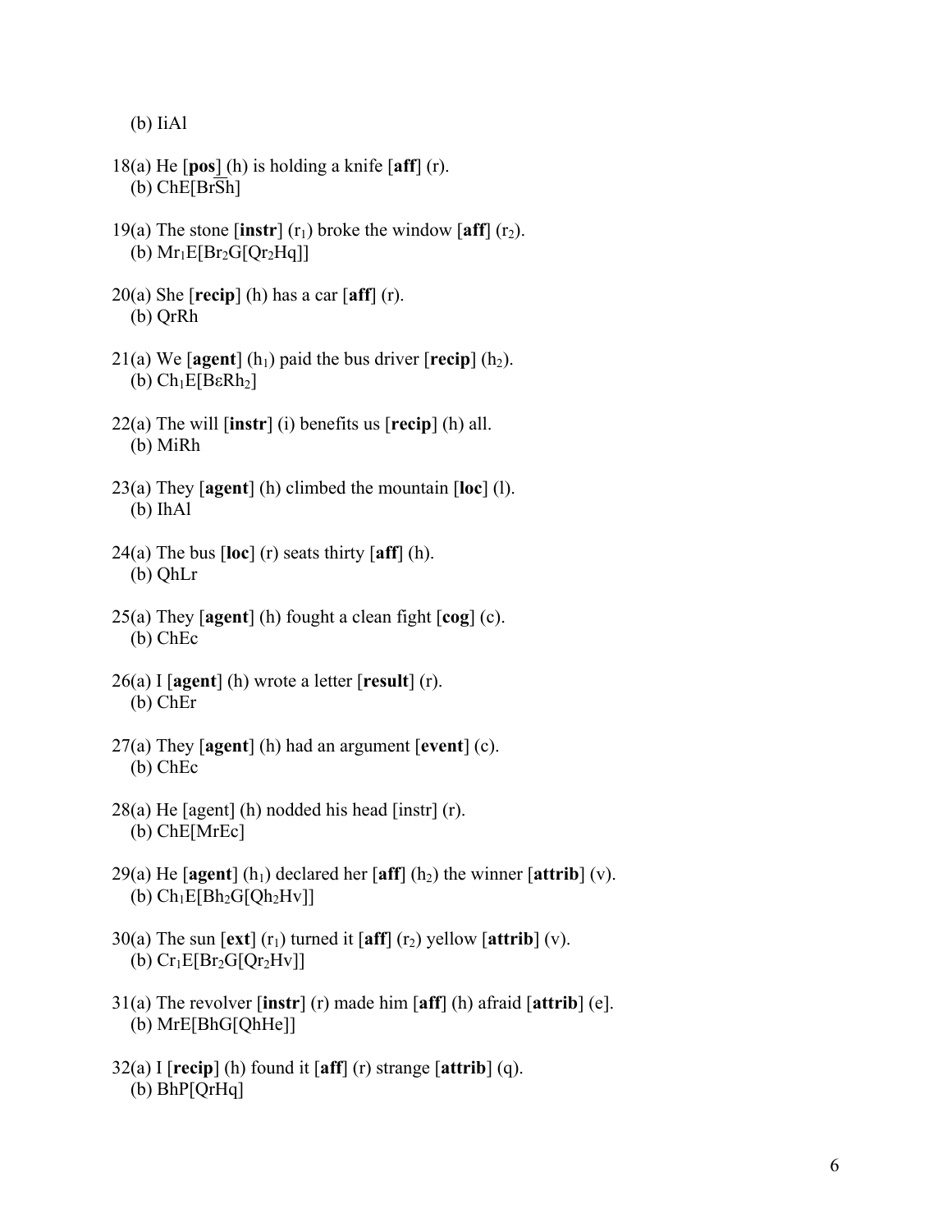(b) IiAl

18(a) He [**pos**] (h) is holding a knife [**aff**] (r).
   (b) ChE[BrSh]

19(a) The stone [**instr**] ($r_1$) broke the window [**aff**] ($r_2$).
   (b) $Mr_1E[Br_2G[Qr_2Hq]]$

20(a) She [**recip**] (h) has a car [**aff**] (r).
   (b) QrRh

21(a) We [**agent**] ($h_1$) paid the bus driver [**recip**] ($h_2$).
   (b) $Ch_1E[B\varepsilon Rh_2]$

22(a) The will [**instr**] (i) benefits us [**recip**] (h) all.
   (b) MiRh

23(a) They [**agent**] (h) climbed the mountain [**loc**] (l).
   (b) IhAl

24(a) The bus [**loc**] (r) seats thirty [**aff**] (h).
   (b) QhLr

25(a) They [**agent**] (h) fought a clean fight [**cog**] (c).
   (b) ChEc

26(a) I [**agent**] (h) wrote a letter [**result**] (r).
   (b) ChEr

27(a) They [**agent**] (h) had an argument [**event**] (c).
   (b) ChEc

28(a) He [agent] (h) nodded his head [instr] (r).
   (b) ChE[MrEc]

29(a) He [**agent**] ($h_1$) declared her [**aff**] ($h_2$) the winner [**attrib**] (v).
   (b) $Ch_1E[Bh_2G[Qh_2Hv]]$

30(a) The sun [**ext**] ($r_1$) turned it [**aff**] ($r_2$) yellow [**attrib**] (v).
   (b) $Cr_1E[Br_2G[Qr_2Hv]]$

31(a) The revolver [**instr**] (r) made him [**aff**] (h) afraid [**attrib**] (e].
   (b) MrE[BhG[QhHe]]

32(a) I [**recip**] (h) found it [**aff**] (r) strange [**attrib**] (q).
   (b) BhP[QrHq]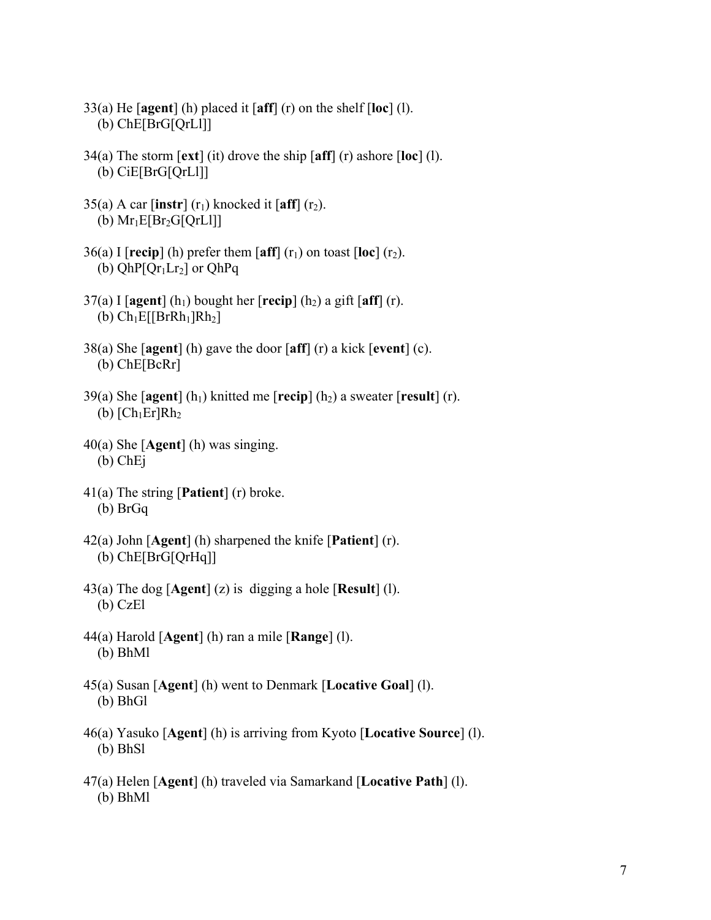33(a) He [**agent**] (h) placed it [**aff**] (r) on the shelf [**loc**] (l).
(b) ChE[BrG[QrLl]]

34(a) The storm [**ext**] (it) drove the ship [**aff**] (r) ashore [**loc**] (l).
(b) CiE[BrG[QrLl]]

35(a) A car [**instr**] ($r_1$) knocked it [**aff**] ($r_2$).
(b) $Mr_1E[Br_2G[QrLl]]$

36(a) I [**recip**] (h) prefer them [**aff**] ($r_1$) on toast [**loc**] ($r_2$).
(b) $QhP[Qr_1Lr_2]$ or QhPq

37(a) I [**agent**] ($h_1$) bought her [**recip**] ($h_2$) a gift [**aff**] (r).
(b) $Ch_1E[[BrRh_1]Rh_2]$

38(a) She [**agent**] (h) gave the door [**aff**] (r) a kick [**event**] (c).
(b) ChE[BcRr]

39(a) She [**agent**] ($h_1$) knitted me [**recip**] ($h_2$) a sweater [**result**] (r).
(b) $[Ch_1Er]Rh_2$

40(a) She [**Agent**] (h) was singing.
(b) ChEj

41(a) The string [**Patient**] (r) broke.
(b) BrGq

42(a) John [**Agent**] (h) sharpened the knife [**Patient**] (r).
(b) ChE[BrG[QrHq]]

43(a) The dog [**Agent**] (z) is digging a hole [**Result**] (l).
(b) CzEl

44(a) Harold [**Agent**] (h) ran a mile [**Range**] (l).
(b) BhMl

45(a) Susan [**Agent**] (h) went to Denmark [**Locative Goal**] (l).
(b) BhGl

46(a) Yasuko [**Agent**] (h) is arriving from Kyoto [**Locative Source**] (l).
(b) BhSl

47(a) Helen [**Agent**] (h) traveled via Samarkand [**Locative Path**] (l).
(b) BhMl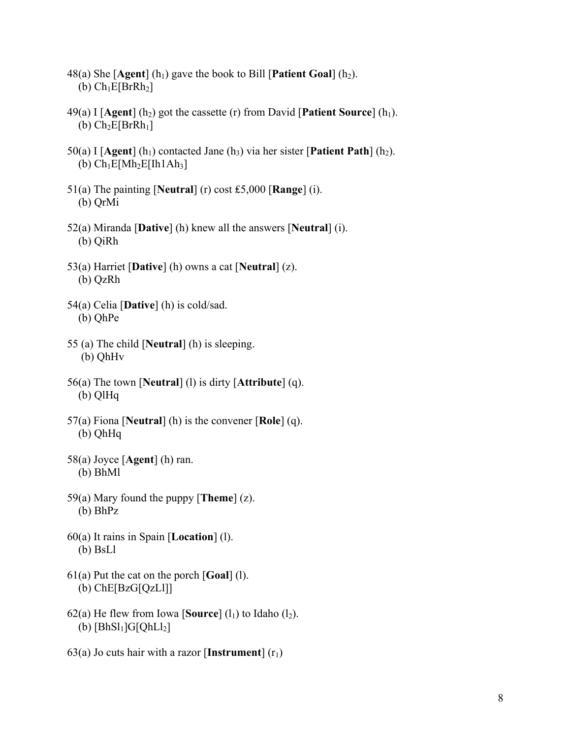48(a) She [**Agent**] ($h_1$) gave the book to Bill [**Patient Goal**] ($h_2$).
   (b) $Ch_1E[BrRh_2]$

49(a) I [**Agent**] ($h_2$) got the cassette (r) from David [**Patient Source**] ($h_1$).
   (b) $Ch_2E[BrRh_1]$

50(a) I [**Agent**] ($h_1$) contacted Jane ($h_3$) via her sister [**Patient Path**] ($h_2$).
   (b) $Ch_1E[Mh_2E[Ih1Ah_3]$

51(a) The painting [**Neutral**] (r) cost £5,000 [**Range**] (i).
   (b) QrMi

52(a) Miranda [**Dative**] (h) knew all the answers [**Neutral**] (i).
   (b) QiRh

53(a) Harriet [**Dative**] (h) owns a cat [**Neutral**] (z).
   (b) QzRh

54(a) Celia [**Dative**] (h) is cold/sad.
   (b) QhPe

55 (a) The child [**Neutral**] (h) is sleeping.
   (b) QhHv

56(a) The town [**Neutral**] (l) is dirty [**Attribute**] (q).
   (b) QlHq

57(a) Fiona [**Neutral**] (h) is the convener [**Role**] (q).
   (b) QhHq

58(a) Joyce [**Agent**] (h) ran.
   (b) BhMl

59(a) Mary found the puppy [**Theme**] (z).
   (b) BhPz

60(a) It rains in Spain [**Location**] (l).
   (b) BsLl

61(a) Put the cat on the porch [**Goal**] (l).
   (b) ChE[BzG[QzLl]]

62(a) He flew from Iowa [**Source**] ($l_1$) to Idaho ($l_2$).
   (b) $[BhSl_1]G[QhLl_2]$

63(a) Jo cuts hair with a razor [**Instrument**] ($r_1$)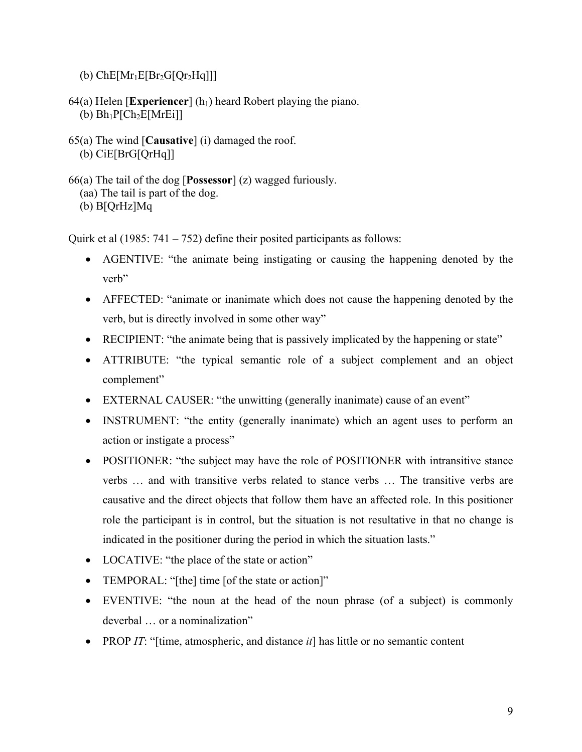(b) ChE[$Mr_1$E[$Br_2$G[$Qr_2$Hq]]]

64(a) Helen [**Experiencer**] ($h_1$) heard Robert playing the piano.
(b) B$h_1$P[C$h_2$E[MrEi]]

65(a) The wind [**Causative**] (i) damaged the roof.
(b) CiE[BrG[QrHq]]

66(a) The tail of the dog [**Possessor**] (z) wagged furiously.
(aa) The tail is part of the dog.
(b) B[QrHz]Mq

Quirk et al (1985: 741 – 752) define their posited participants as follows:

- AGENTIVE: "the animate being instigating or causing the happening denoted by the verb"
- AFFECTED: "animate or inanimate which does not cause the happening denoted by the verb, but is directly involved in some other way"
- RECIPIENT: "the animate being that is passively implicated by the happening or state"
- ATTRIBUTE: "the typical semantic role of a subject complement and an object complement"
- EXTERNAL CAUSER: "the unwitting (generally inanimate) cause of an event"
- INSTRUMENT: "the entity (generally inanimate) which an agent uses to perform an action or instigate a process"
- POSITIONER: "the subject may have the role of POSITIONER with intransitive stance verbs … and with transitive verbs related to stance verbs … The transitive verbs are causative and the direct objects that follow them have an affected role. In this positioner role the participant is in control, but the situation is not resultative in that no change is indicated in the positioner during the period in which the situation lasts."
- LOCATIVE: "the place of the state or action"
- TEMPORAL: "[the] time [of the state or action]"
- EVENTIVE: "the noun at the head of the noun phrase (of a subject) is commonly deverbal … or a nominalization"
- PROP *IT*: "[time, atmospheric, and distance *it*] has little or no semantic content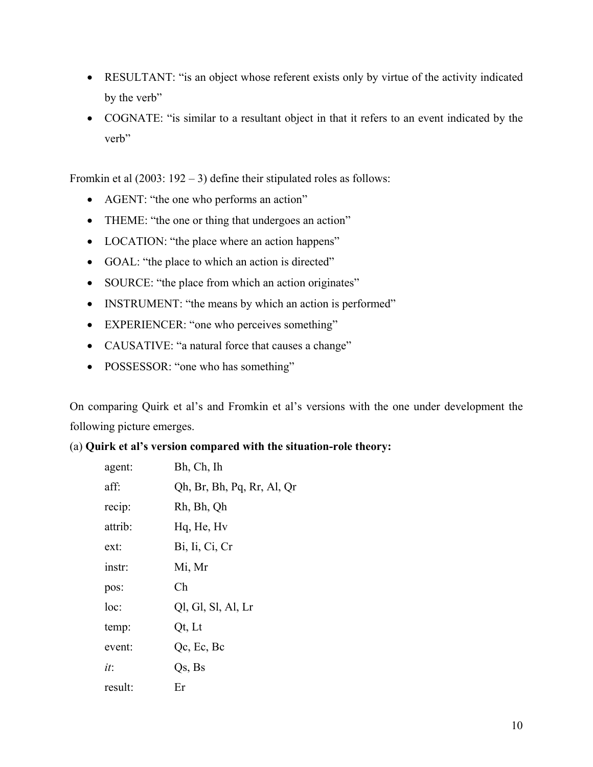- RESULTANT: "is an object whose referent exists only by virtue of the activity indicated by the verb"
- COGNATE: "is similar to a resultant object in that it refers to an event indicated by the verb"

Fromkin et al (2003: 192 – 3) define their stipulated roles as follows:

- AGENT: "the one who performs an action"
- THEME: "the one or thing that undergoes an action"
- LOCATION: "the place where an action happens"
- GOAL: "the place to which an action is directed"
- SOURCE: "the place from which an action originates"
- INSTRUMENT: "the means by which an action is performed"
- EXPERIENCER: "one who perceives something"
- CAUSATIVE: "a natural force that causes a change"
- POSSESSOR: "one who has something"

On comparing Quirk et al's and Fromkin et al's versions with the one under development the following picture emerges.

(a) **Quirk et al's version compared with the situation-role theory:**

| | |
|---|---|
| agent: | Bh, Ch, Ih |
| aff: | Qh, Br, Bh, Pq, Rr, Al, Qr |
| recip: | Rh, Bh, Qh |
| attrib: | Hq, He, Hv |
| ext: | Bi, Ii, Ci, Cr |
| instr: | Mi, Mr |
| pos: | Ch |
| loc: | Ql, Gl, Sl, Al, Lr |
| temp: | Qt, Lt |
| event: | Qc, Ec, Bc |
| *it*: | Qs, Bs |
| result: | Er |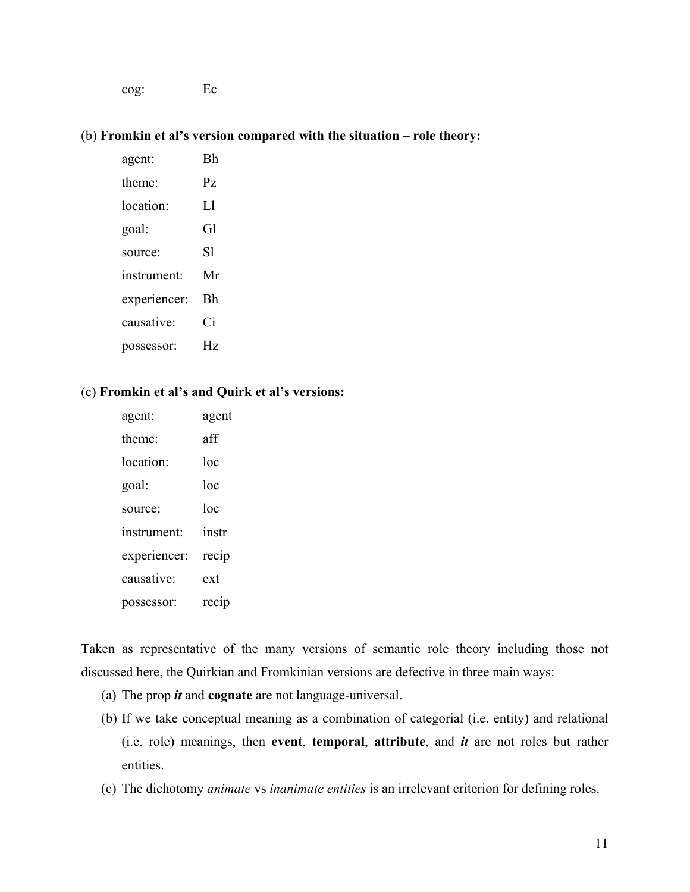cog: Ec

(b) **Fromkin et al's version compared with the situation – role theory:**

| | |
|---|---|
| agent: | Bh |
| theme: | Pz |
| location: | Ll |
| goal: | Gl |
| source: | Sl |
| instrument: | Mr |
| experiencer: | Bh |
| causative: | Ci |
| possessor: | Hz |

(c) **Fromkin et al's and Quirk et al's versions:**

| | |
|---|---|
| agent: | agent |
| theme: | aff |
| location: | loc |
| goal: | loc |
| source: | loc |
| instrument: | instr |
| experiencer: | recip |
| causative: | ext |
| possessor: | recip |

Taken as representative of the many versions of semantic role theory including those not discussed here, the Quirkian and Fromkinian versions are defective in three main ways:

(a) The prop ***it*** and **cognate** are not language-universal.

(b) If we take conceptual meaning as a combination of categorial (i.e. entity) and relational (i.e. role) meanings, then **event**, **temporal**, **attribute**, and ***it*** are not roles but rather entities.

(c) The dichotomy *animate* vs *inanimate entities* is an irrelevant criterion for defining roles.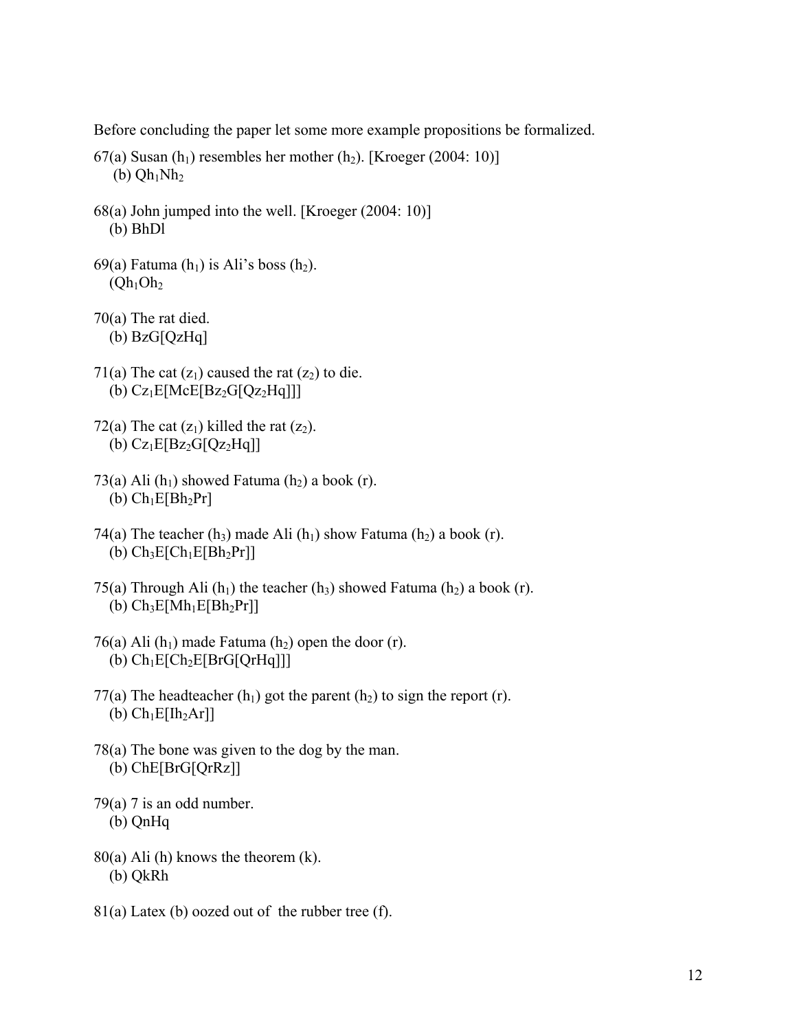Before concluding the paper let some more example propositions be formalized.

67(a) Susan ($h_1$) resembles her mother ($h_2$). [Kroeger (2004: 10)]
   (b) $Qh_1Nh_2$

68(a) John jumped into the well. [Kroeger (2004: 10)]
   (b) BhDl

69(a) Fatuma ($h_1$) is Ali's boss ($h_2$).
   $(Qh_1Oh_2$

70(a) The rat died.
   (b) BzG[QzHq]

71(a) The cat ($z_1$) caused the rat ($z_2$) to die.
   (b) $Cz_1E[McE[Bz_2G[Qz_2Hq]]]$

72(a) The cat ($z_1$) killed the rat ($z_2$).
   (b) $Cz_1E[Bz_2G[Qz_2Hq]]$

73(a) Ali ($h_1$) showed Fatuma ($h_2$) a book (r).
   (b) $Ch_1E[Bh_2Pr]$

74(a) The teacher ($h_3$) made Ali ($h_1$) show Fatuma ($h_2$) a book (r).
   (b) $Ch_3E[Ch_1E[Bh_2Pr]]$

75(a) Through Ali ($h_1$) the teacher ($h_3$) showed Fatuma ($h_2$) a book (r).
   (b) $Ch_3E[Mh_1E[Bh_2Pr]]$

76(a) Ali ($h_1$) made Fatuma ($h_2$) open the door (r).
   (b) $Ch_1E[Ch_2E[BrG[QrHq]]]$

77(a) The headteacher ($h_1$) got the parent ($h_2$) to sign the report (r).
   (b) $Ch_1E[Ih_2Ar]]$

78(a) The bone was given to the dog by the man.
   (b) ChE[BrG[QrRz]]

79(a) 7 is an odd number.
   (b) QnHq

80(a) Ali (h) knows the theorem (k).
   (b) QkRh

81(a) Latex (b) oozed out of the rubber tree (f).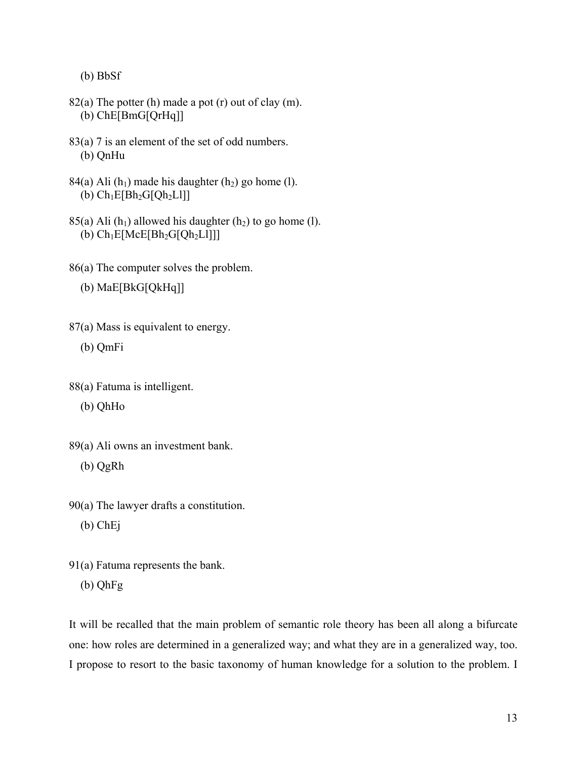(b) BbSf

82(a) The potter (h) made a pot (r) out of clay (m).
(b) ChE[BmG[QrHq]]

83(a) 7 is an element of the set of odd numbers.
(b) QnHu

84(a) Ali ($h_1$) made his daughter ($h_2$) go home (l).
(b) $Ch_1E[Bh_2G[Qh_2Ll]]$

85(a) Ali ($h_1$) allowed his daughter ($h_2$) to go home (l).
(b) $Ch_1E[McE[Bh_2G[Qh_2Ll]]]$

86(a) The computer solves the problem.

(b) MaE[BkG[QkHq]]

87(a) Mass is equivalent to energy.

(b) QmFi

88(a) Fatuma is intelligent.

(b) QhHo

89(a) Ali owns an investment bank.

(b) QgRh

90(a) The lawyer drafts a constitution.

(b) ChEj

91(a) Fatuma represents the bank.

(b) QhFg

It will be recalled that the main problem of semantic role theory has been all along a bifurcate one: how roles are determined in a generalized way; and what they are in a generalized way, too. I propose to resort to the basic taxonomy of human knowledge for a solution to the problem. I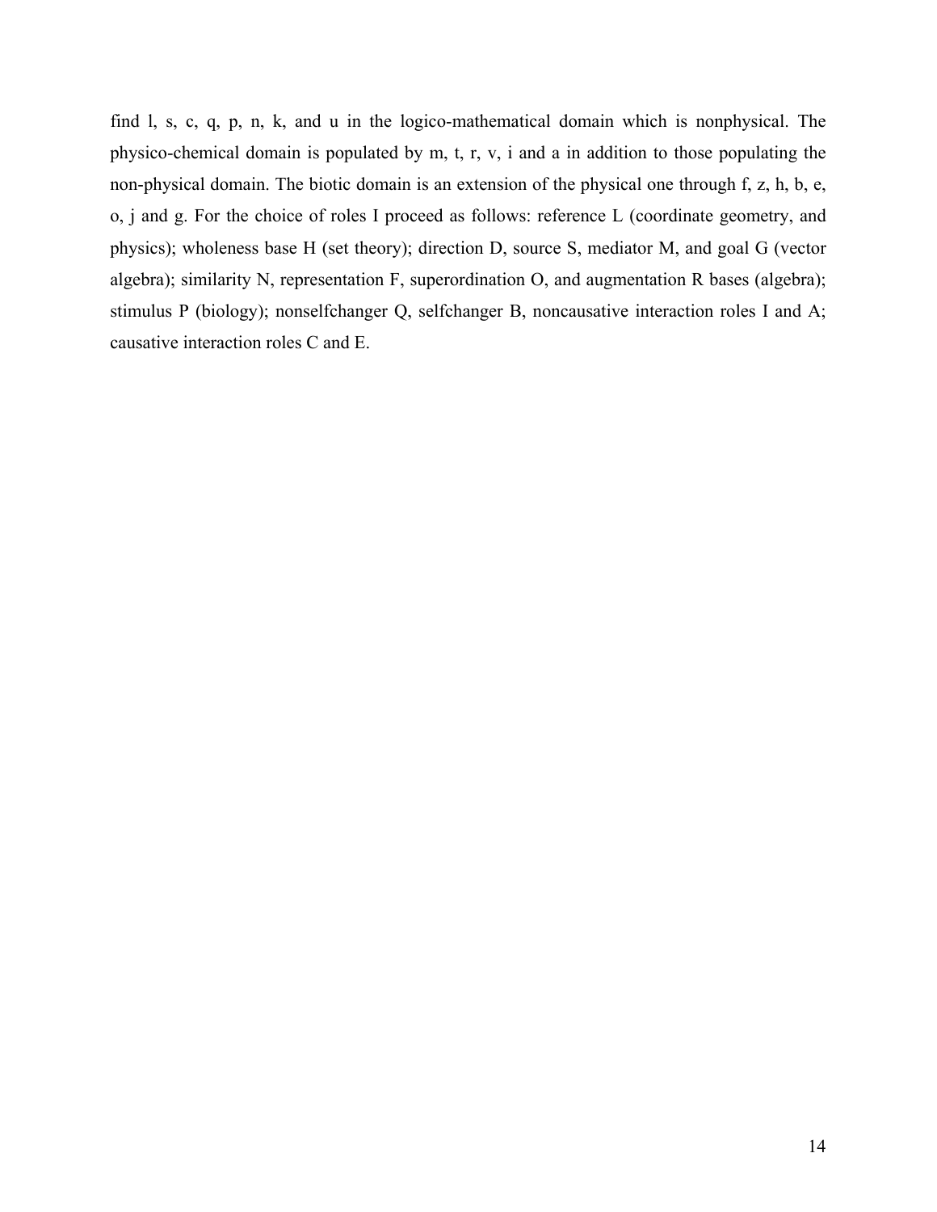find l, s, c, q, p, n, k, and u in the logico-mathematical domain which is nonphysical. The physico-chemical domain is populated by m, t, r, v, i and a in addition to those populating the non-physical domain. The biotic domain is an extension of the physical one through f, z, h, b, e, o, j and g. For the choice of roles I proceed as follows: reference L (coordinate geometry, and physics); wholeness base H (set theory); direction D, source S, mediator M, and goal G (vector algebra); similarity N, representation F, superordination O, and augmentation R bases (algebra); stimulus P (biology); nonselfchanger Q, selfchanger B, noncausative interaction roles I and A; causative interaction roles C and E.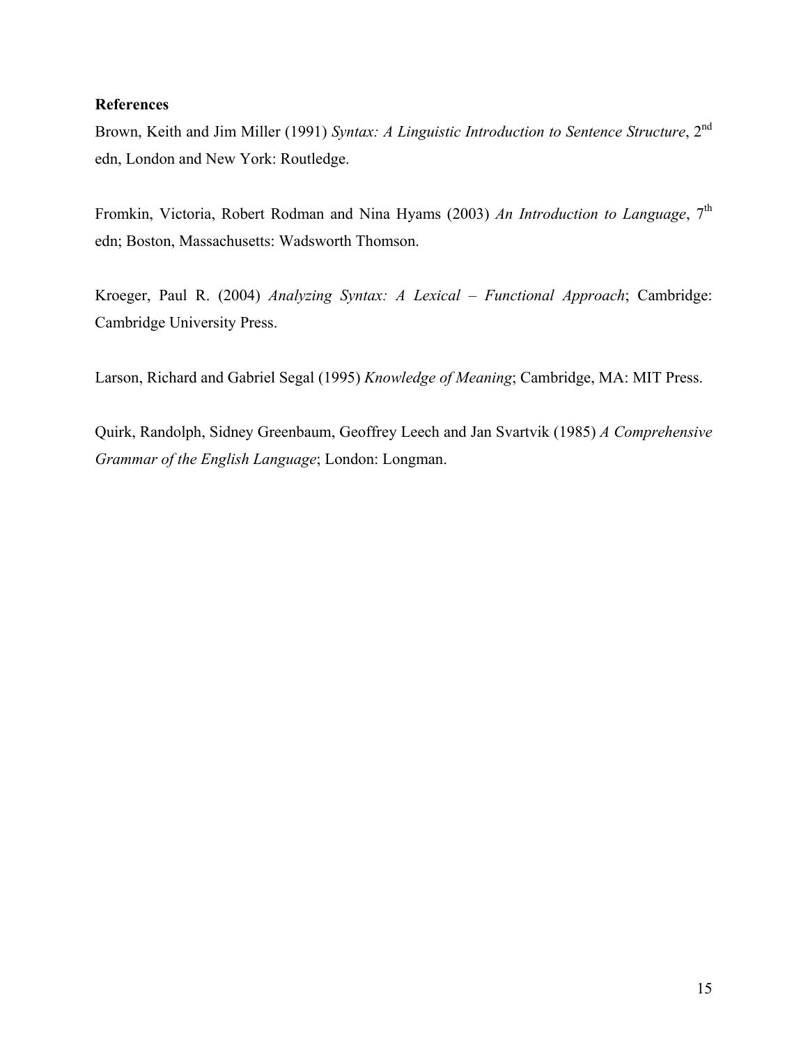**References**

Brown, Keith and Jim Miller (1991) *Syntax: A Linguistic Introduction to Sentence Structure*, 2nd edn, London and New York: Routledge.

Fromkin, Victoria, Robert Rodman and Nina Hyams (2003) *An Introduction to Language*, 7th edn; Boston, Massachusetts: Wadsworth Thomson.

Kroeger, Paul R. (2004) *Analyzing Syntax: A Lexical – Functional Approach*; Cambridge: Cambridge University Press.

Larson, Richard and Gabriel Segal (1995) *Knowledge of Meaning*; Cambridge, MA: MIT Press.

Quirk, Randolph, Sidney Greenbaum, Geoffrey Leech and Jan Svartvik (1985) *A Comprehensive Grammar of the English Language*; London: Longman.